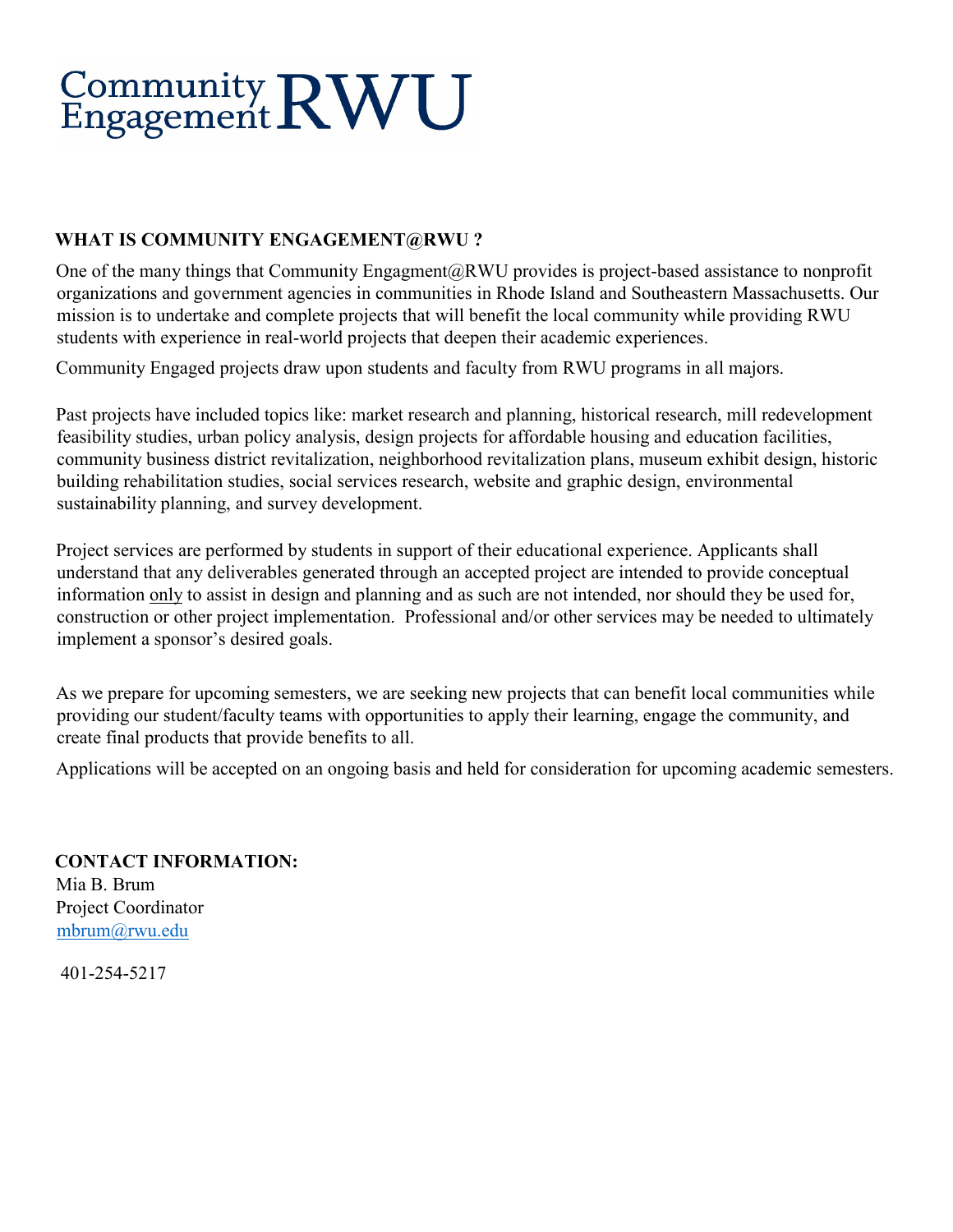# Community Engagement RWU

## WHAT IS COMMUNITY ENGAGEMENT@RWU ?

One of the many things that Community Engagment@RWU provides is project-based assistance to nonprofit organizations and government agencies in communities in Rhode Island and Southeastern Massachusetts. Our mission is to undertake and complete projects that will benefit the local community while providing RWU students with experience in real-world projects that deepen their academic experiences.

Community Engaged projects draw upon students and faculty from RWU programs in all majors.

Past projects have included topics like: market research and planning, historical research, mill redevelopment feasibility studies, urban policy analysis, design projects for affordable housing and education facilities, community business district revitalization, neighborhood revitalization plans, museum exhibit design, historic building rehabilitation studies, social services research, website and graphic design, environmental sustainability planning, and survey development.

Project services are performed by students in support of their educational experience. Applicants shall understand that any deliverables generated through an accepted project are intended to provide conceptual information only to assist in design and planning and as such are not intended, nor should they be used for, construction or other project implementation. Professional and/or other services may be needed to ultimately implement a sponsor's desired goals.

As we prepare for upcoming semesters, we are seeking new projects that can benefit local communities while providing our student/faculty teams with opportunities to apply their learning, engage the community, and create final products that provide benefits to all.

Applications will be accepted on an ongoing basis and held for consideration for upcoming academic semesters.

**CONTACT INFORMATION:**

Mia B. Brum
Project Coordinator
mbrum@rwu.edu

401-254-5217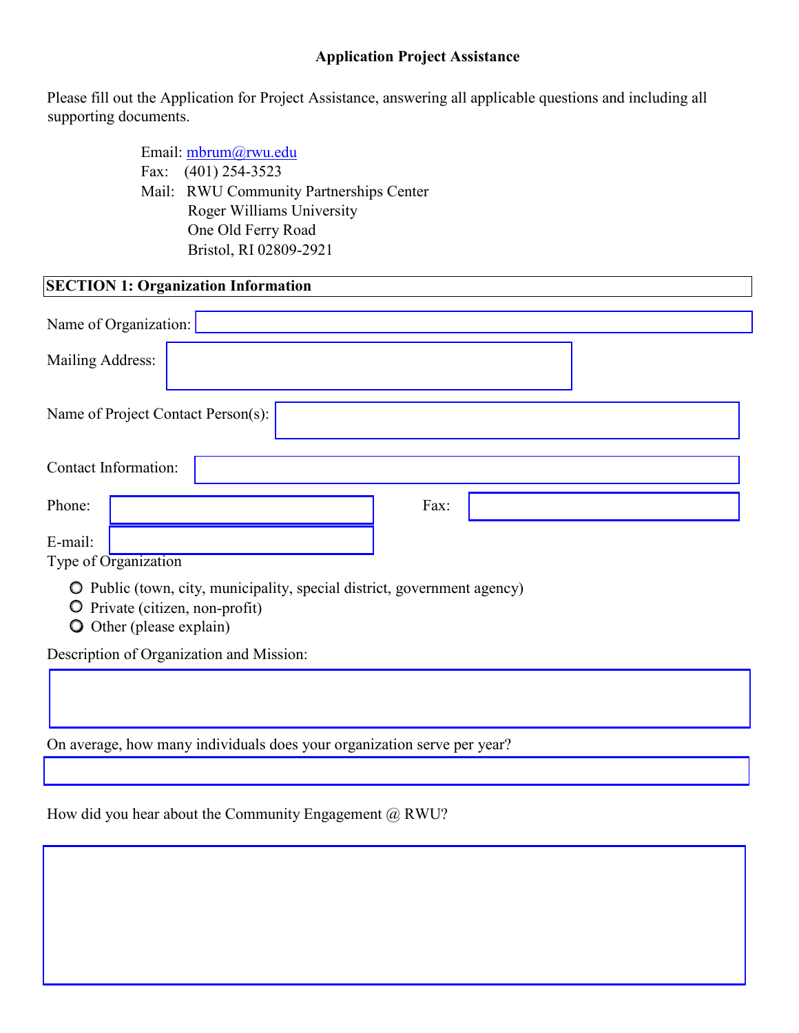**Application Project Assistance**

Please fill out the Application for Project Assistance, answering all applicable questions and including all supporting documents.

Email: mbrum@rwu.edu
Fax: (401) 254-3523
Mail: RWU Community Partnerships Center
Roger Williams University
One Old Ferry Road
Bristol, RI 02809-2921

## SECTION 1: Organization Information

Name of Organization:

Mailing Address:

Name of Project Contact Person(s):

Contact Information:

Phone:

Fax:

E-mail:

Type of Organization

- ○ Public (town, city, municipality, special district, government agency)
- ○ Private (citizen, non-profit)
- ○ Other (please explain)

Description of Organization and Mission:

On average, how many individuals does your organization serve per year?

How did you hear about the Community Engagement @ RWU?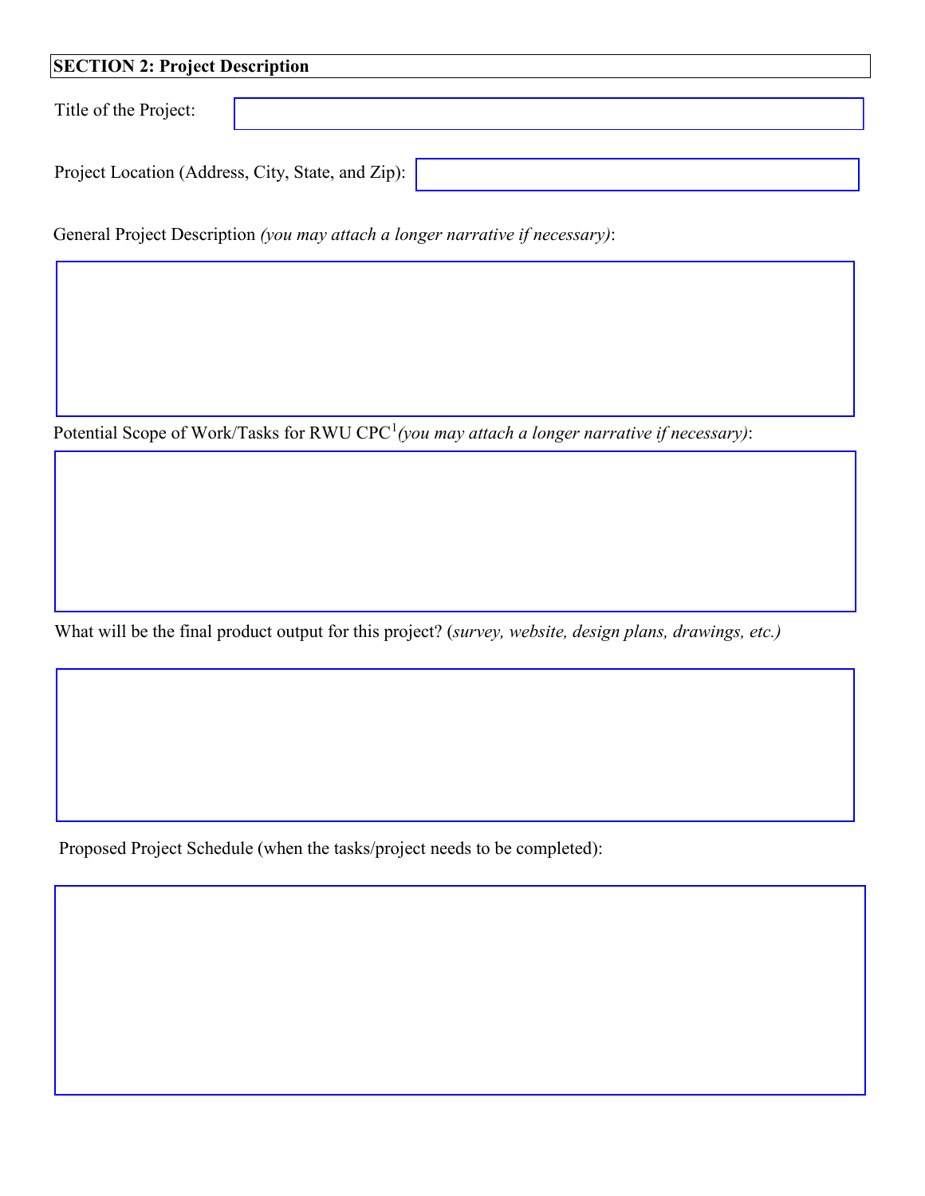**SECTION 2: Project Description**

Title of the Project:

Project Location (Address, City, State, and Zip):

General Project Description *(you may attach a longer narrative if necessary)*:

Potential Scope of Work/Tasks for RWU CPC[1] *(you may attach a longer narrative if necessary)*:

What will be the final product output for this project? (*survey, website, design plans, drawings, etc.)*

Proposed Project Schedule (when the tasks/project needs to be completed):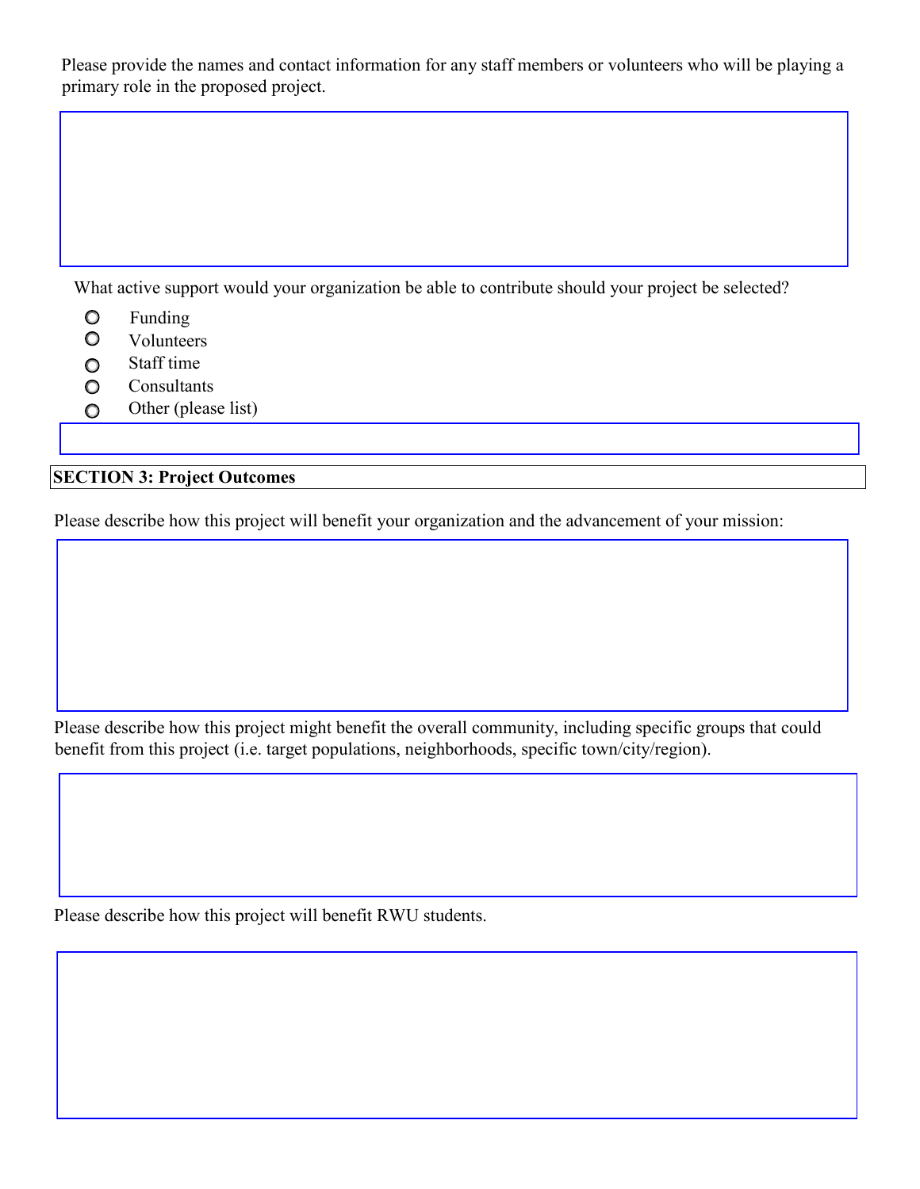Please provide the names and contact information for any staff members or volunteers who will be playing a primary role in the proposed project.

What active support would your organization be able to contribute should your project be selected?

- Funding
- Volunteers
- Staff time
- Consultants
- Other (please list)

**SECTION 3: Project Outcomes**

Please describe how this project will benefit your organization and the advancement of your mission:

Please describe how this project might benefit the overall community, including specific groups that could benefit from this project (i.e. target populations, neighborhoods, specific town/city/region).

Please describe how this project will benefit RWU students.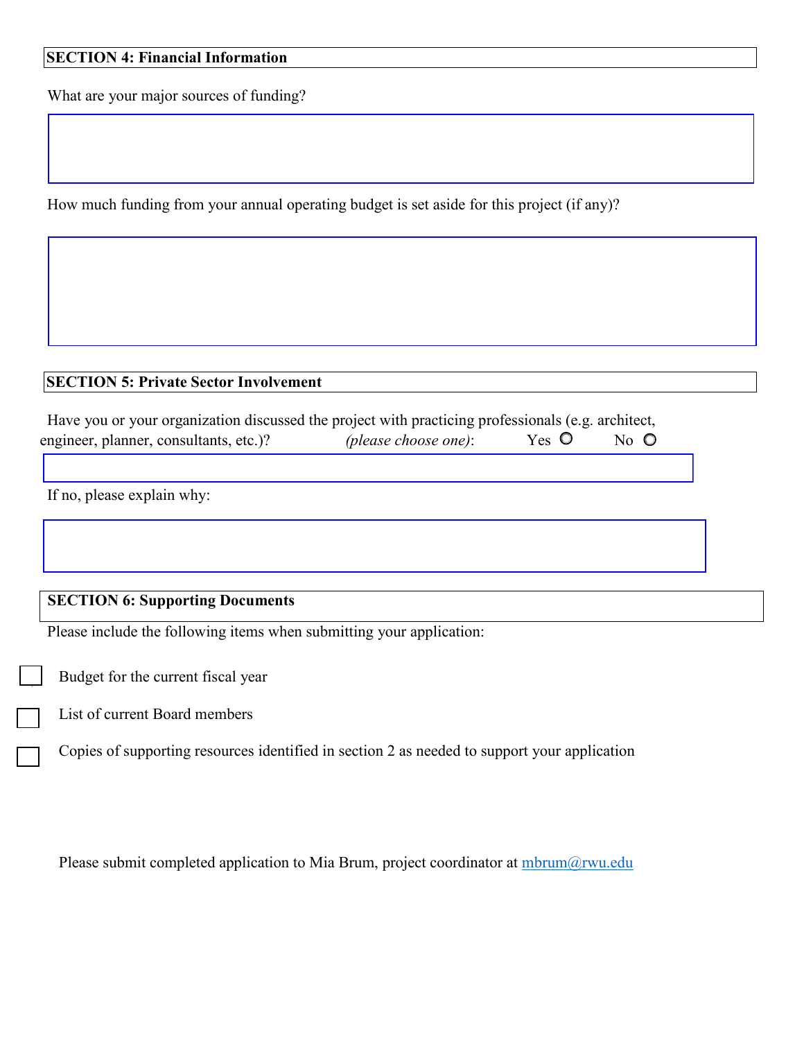**SECTION 4: Financial Information**

What are your major sources of funding?

How much funding from your annual operating budget is set aside for this project (if any)?

**SECTION 5: Private Sector Involvement**

Have you or your organization discussed the project with practicing professionals (e.g. architect, engineer, planner, consultants, etc.)? *(please choose one)*: Yes ○ No ○

If no, please explain why:

**SECTION 6: Supporting Documents**

Please include the following items when submitting your application:

- ☐ Budget for the current fiscal year
- ☐ List of current Board members
- ☐ Copies of supporting resources identified in section 2 as needed to support your application

Please submit completed application to Mia Brum, project coordinator at mbrum@rwu.edu